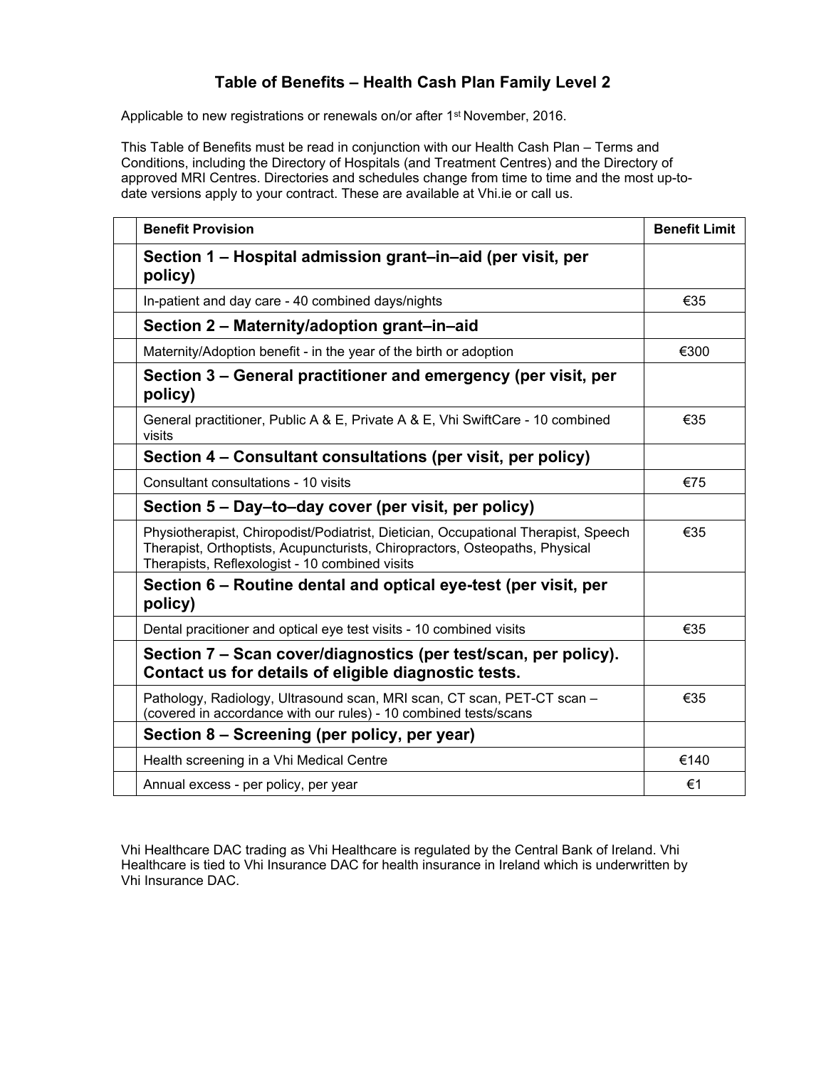# Table of Benefits – Health Cash Plan Family Level 2

Applicable to new registrations or renewals on/or after 1st November, 2016.

This Table of Benefits must be read in conjunction with our Health Cash Plan – Terms and Conditions, including the Directory of Hospitals (and Treatment Centres) and the Directory of approved MRI Centres. Directories and schedules change from time to time and the most up-to-date versions apply to your contract. These are available at Vhi.ie or call us.

| | Benefit Provision | Benefit Limit |
|---|---|---|
| | **Section 1 – Hospital admission grant–in–aid (per visit, per policy)** | |
| | In-patient and day care - 40 combined days/nights | €35 |
| | **Section 2 – Maternity/adoption grant–in–aid** | |
| | Maternity/Adoption benefit - in the year of the birth or adoption | €300 |
| | **Section 3 – General practitioner and emergency (per visit, per policy)** | |
| | General practitioner, Public A & E, Private A & E, Vhi SwiftCare - 10 combined visits | €35 |
| | **Section 4 – Consultant consultations (per visit, per policy)** | |
| | Consultant consultations - 10 visits | €75 |
| | **Section 5 – Day–to–day cover (per visit, per policy)** | |
| | Physiotherapist, Chiropodist/Podiatrist, Dietician, Occupational Therapist, Speech Therapist, Orthoptists, Acupuncturists, Chiropractors, Osteopaths, Physical Therapists, Reflexologist - 10 combined visits | €35 |
| | **Section 6 – Routine dental and optical eye-test (per visit, per policy)** | |
| | Dental pracitioner and optical eye test visits - 10 combined visits | €35 |
| | **Section 7 – Scan cover/diagnostics (per test/scan, per policy). Contact us for details of eligible diagnostic tests.** | |
| | Pathology, Radiology, Ultrasound scan, MRI scan, CT scan, PET-CT scan – (covered in accordance with our rules) - 10 combined tests/scans | €35 |
| | **Section 8 – Screening (per policy, per year)** | |
| | Health screening in a Vhi Medical Centre | €140 |
| | Annual excess - per policy, per year | €1 |

Vhi Healthcare DAC trading as Vhi Healthcare is regulated by the Central Bank of Ireland. Vhi Healthcare is tied to Vhi Insurance DAC for health insurance in Ireland which is underwritten by Vhi Insurance DAC.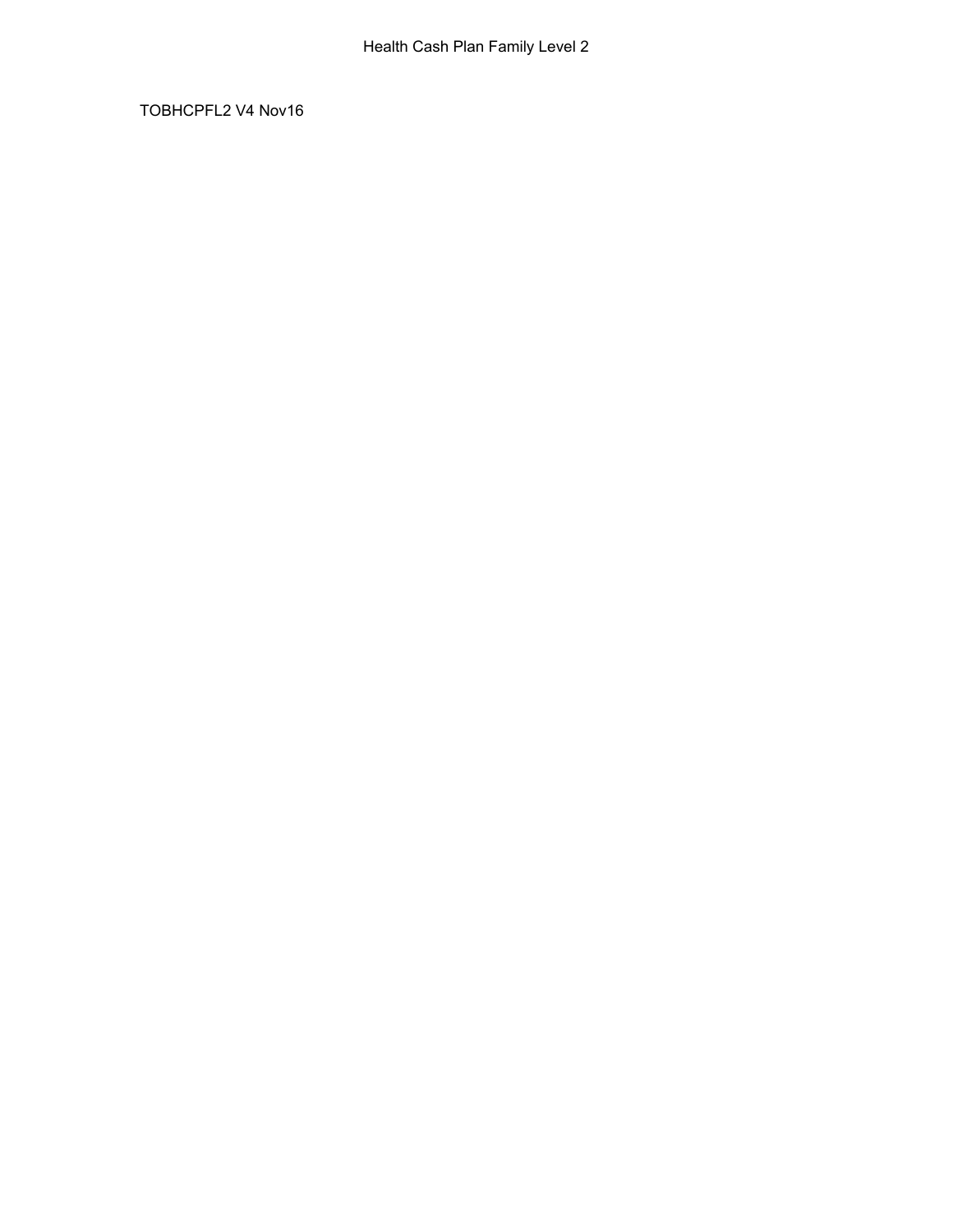TOBHCPFL2 V4 Nov16